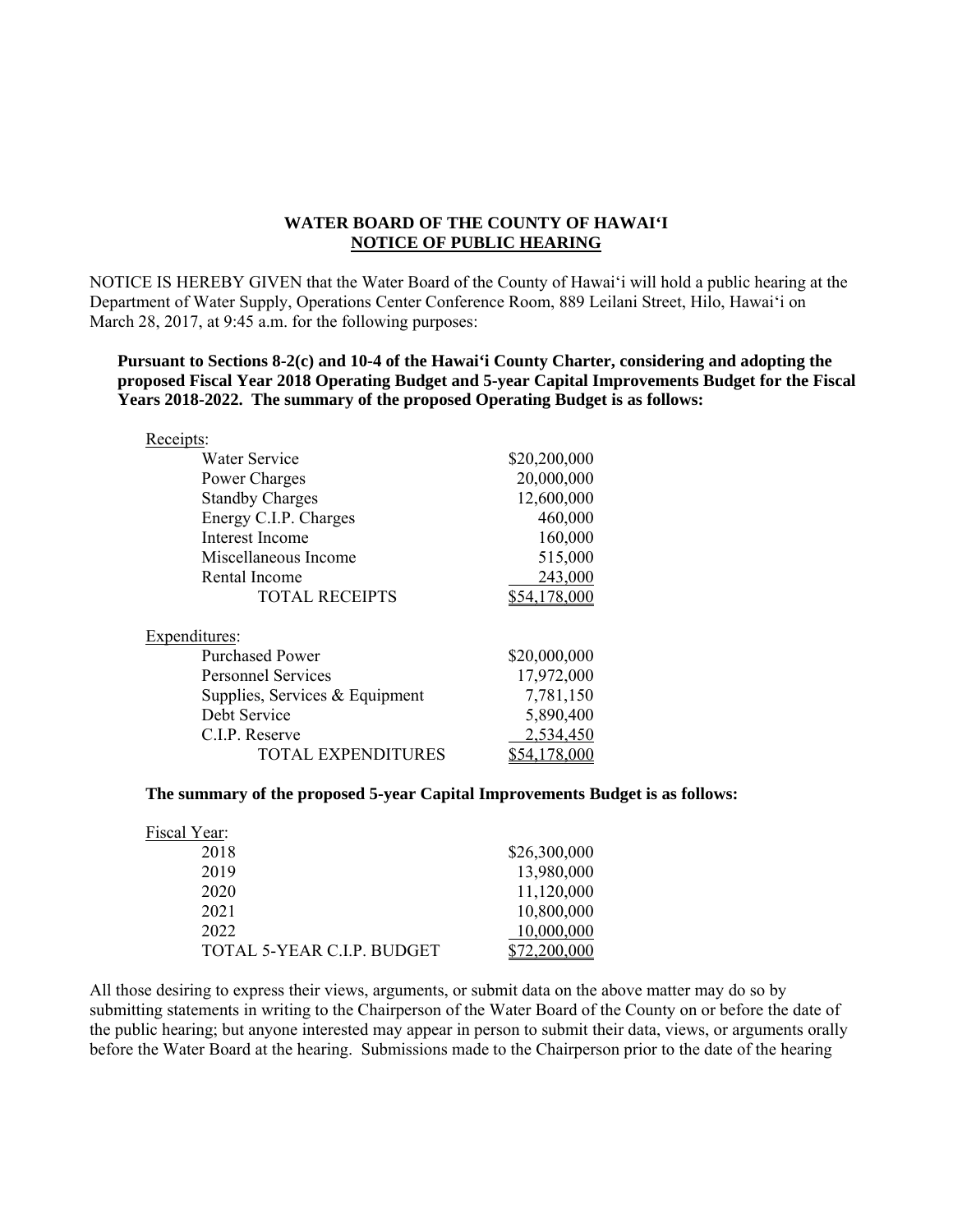**WATER BOARD OF THE COUNTY OF HAWAIʻI**
**NOTICE OF PUBLIC HEARING**

NOTICE IS HEREBY GIVEN that the Water Board of the County of Hawaiʻi will hold a public hearing at the Department of Water Supply, Operations Center Conference Room, 889 Leilani Street, Hilo, Hawaiʻi on March 28, 2017, at 9:45 a.m. for the following purposes:

**Pursuant to Sections 8-2(c) and 10-4 of the Hawaiʻi County Charter, considering and adopting the proposed Fiscal Year 2018 Operating Budget and 5-year Capital Improvements Budget for the Fiscal Years 2018-2022. The summary of the proposed Operating Budget is as follows:**

| Receipts: | |
|---|---|
| Water Service | $20,200,000 |
| Power Charges | 20,000,000 |
| Standby Charges | 12,600,000 |
| Energy C.I.P. Charges | 460,000 |
| Interest Income | 160,000 |
| Miscellaneous Income | 515,000 |
| Rental Income | 243,000 |
| TOTAL RECEIPTS | $54,178,000 |

| Expenditures: | |
|---|---|
| Purchased Power | $20,000,000 |
| Personnel Services | 17,972,000 |
| Supplies, Services & Equipment | 7,781,150 |
| Debt Service | 5,890,400 |
| C.I.P. Reserve | 2,534,450 |
| TOTAL EXPENDITURES | $54,178,000 |

**The summary of the proposed 5-year Capital Improvements Budget is as follows:**

| Fiscal Year: | |
|---|---|
| 2018 | $26,300,000 |
| 2019 | 13,980,000 |
| 2020 | 11,120,000 |
| 2021 | 10,800,000 |
| 2022 | 10,000,000 |
| TOTAL 5-YEAR C.I.P. BUDGET | $72,200,000 |

All those desiring to express their views, arguments, or submit data on the above matter may do so by submitting statements in writing to the Chairperson of the Water Board of the County on or before the date of the public hearing; but anyone interested may appear in person to submit their data, views, or arguments orally before the Water Board at the hearing. Submissions made to the Chairperson prior to the date of the hearing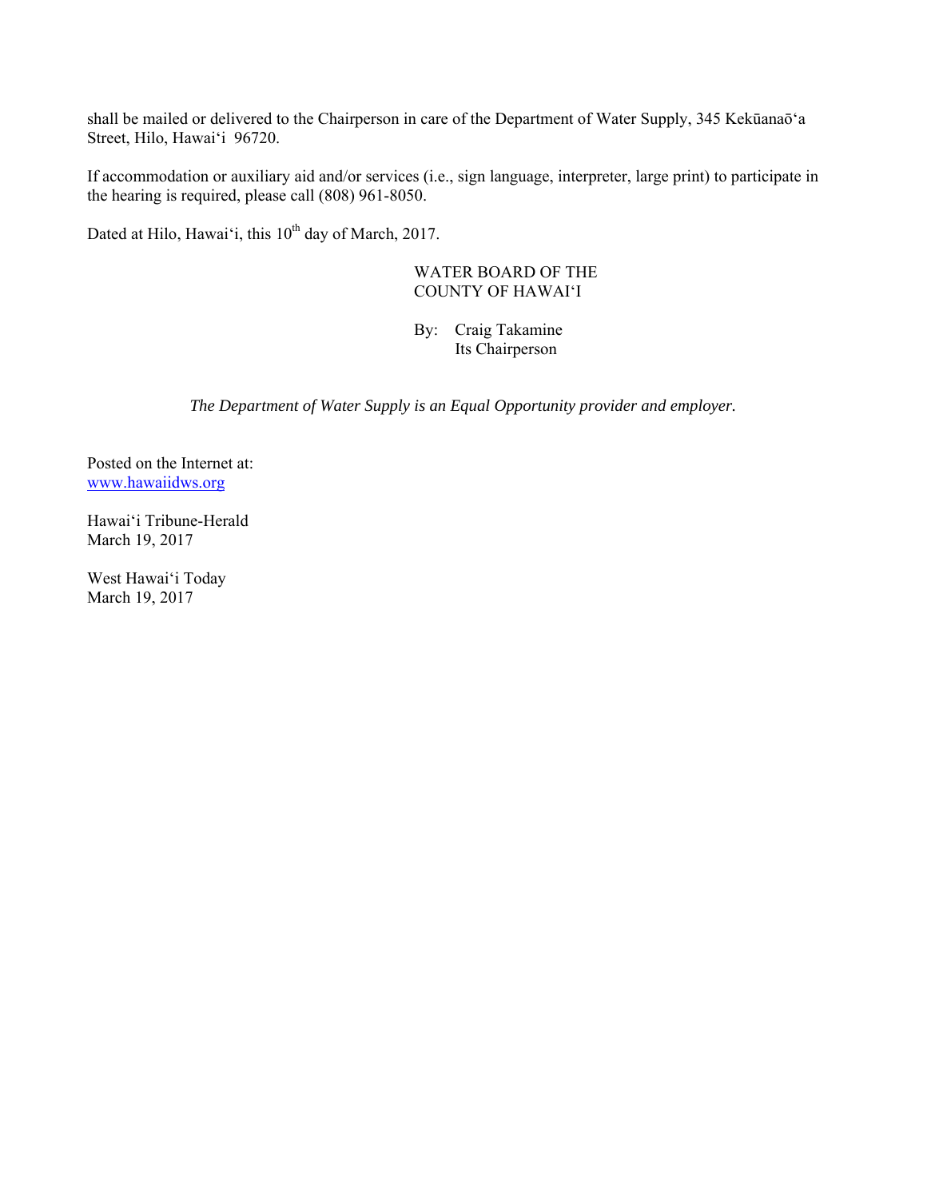shall be mailed or delivered to the Chairperson in care of the Department of Water Supply, 345 Kekūanaōʻa Street, Hilo, Hawaiʻi 96720.

If accommodation or auxiliary aid and/or services (i.e., sign language, interpreter, large print) to participate in the hearing is required, please call (808) 961-8050.

Dated at Hilo, Hawaiʻi, this 10th day of March, 2017.

WATER BOARD OF THE
COUNTY OF HAWAIʻI

By: Craig Takamine
Its Chairperson

*The Department of Water Supply is an Equal Opportunity provider and employer.*

Posted on the Internet at:
www.hawaiidws.org

Hawaiʻi Tribune-Herald
March 19, 2017

West Hawaiʻi Today
March 19, 2017